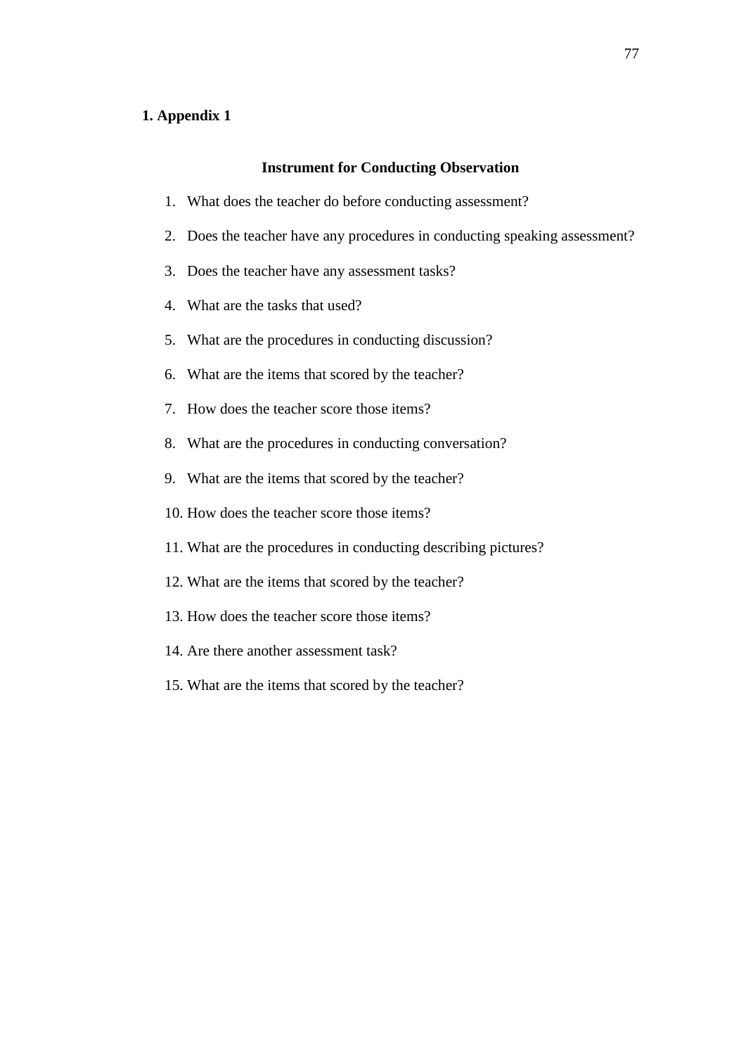**1. Appendix 1**

## Instrument for Conducting Observation

1. What does the teacher do before conducting assessment?
2. Does the teacher have any procedures in conducting speaking assessment?
3. Does the teacher have any assessment tasks?
4. What are the tasks that used?
5. What are the procedures in conducting discussion?
6. What are the items that scored by the teacher?
7. How does the teacher score those items?
8. What are the procedures in conducting conversation?
9. What are the items that scored by the teacher?
10. How does the teacher score those items?
11. What are the procedures in conducting describing pictures?
12. What are the items that scored by the teacher?
13. How does the teacher score those items?
14. Are there another assessment task?
15. What are the items that scored by the teacher?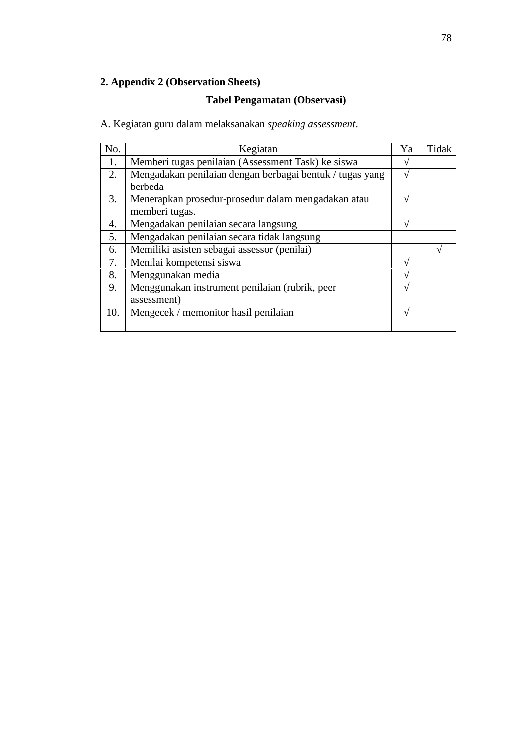## 2. Appendix 2 (Observation Sheets)

### Tabel Pengamatan (Observasi)

A. Kegiatan guru dalam melaksanakan *speaking assessment*.

| No. | Kegiatan | Ya | Tidak |
|---|---|---|---|
| 1. | Memberi tugas penilaian (Assessment Task) ke siswa | √ | |
| 2. | Mengadakan penilaian dengan berbagai bentuk / tugas yang berbeda | √ | |
| 3. | Menerapkan prosedur-prosedur dalam mengadakan atau memberi tugas. | √ | |
| 4. | Mengadakan penilaian secara langsung | √ | |
| 5. | Mengadakan penilaian secara tidak langsung | | |
| 6. | Memiliki asisten sebagai assessor (penilai) | | √ |
| 7. | Menilai kompetensi siswa | √ | |
| 8. | Menggunakan media | √ | |
| 9. | Menggunakan instrument penilaian (rubrik, peer assessment) | √ | |
| 10. | Mengecek / memonitor hasil penilaian | √ | |
| | | | |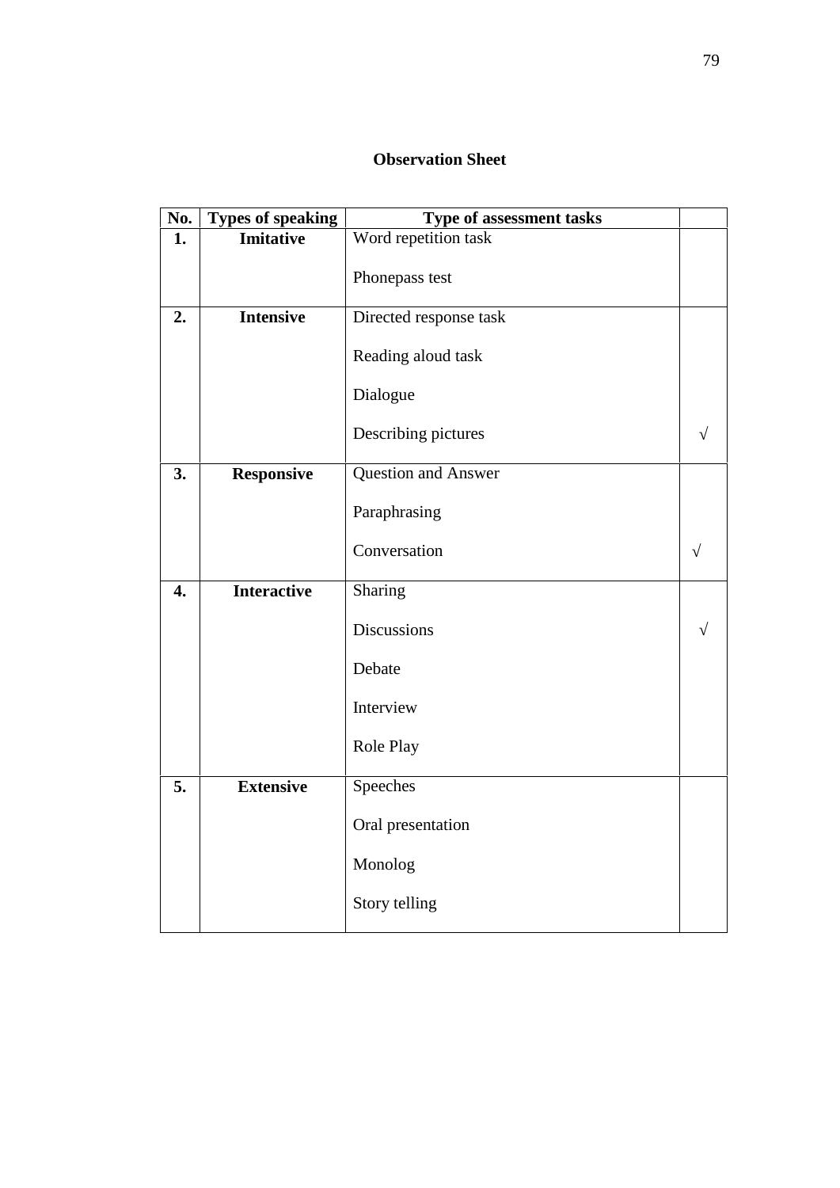## Observation Sheet

| No. | Types of speaking | Type of assessment tasks | |
|---|---|---|---|
| **1.** | **Imitative** | Word repetition task | |
| | | Phonepass test | |
| **2.** | **Intensive** | Directed response task | |
| | | Reading aloud task | |
| | | Dialogue | |
| | | Describing pictures | √ |
| **3.** | **Responsive** | Question and Answer | |
| | | Paraphrasing | |
| | | Conversation | √ |
| **4.** | **Interactive** | Sharing | |
| | | Discussions | √ |
| | | Debate | |
| | | Interview | |
| | | Role Play | |
| **5.** | **Extensive** | Speeches | |
| | | Oral presentation | |
| | | Monolog | |
| | | Story telling | |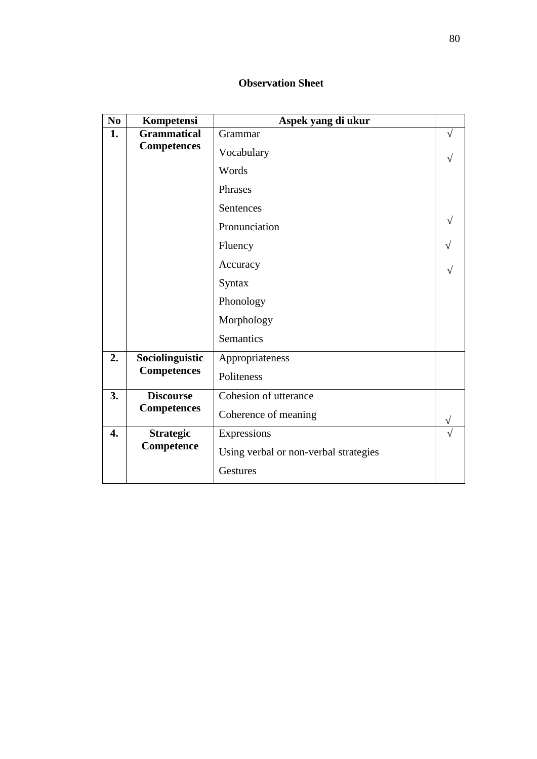## Observation Sheet

| No | Kompetensi | Aspek yang di ukur | |
|---|---|---|---|
| 1. | **Grammatical Competences** | Grammar | √ |
| | | Vocabulary | √ |
| | | Words | |
| | | Phrases | |
| | | Sentences | |
| | | Pronunciation | √ |
| | | Fluency | √ |
| | | Accuracy | √ |
| | | Syntax | |
| | | Phonology | |
| | | Morphology | |
| | | Semantics | |
| 2. | **Sociolinguistic Competences** | Appropriateness | |
| | | Politeness | |
| 3. | **Discourse Competences** | Cohesion of utterance | |
| | | Coherence of meaning | √ |
| 4. | **Strategic Competence** | Expressions | √ |
| | | Using verbal or non-verbal strategies | |
| | | Gestures | |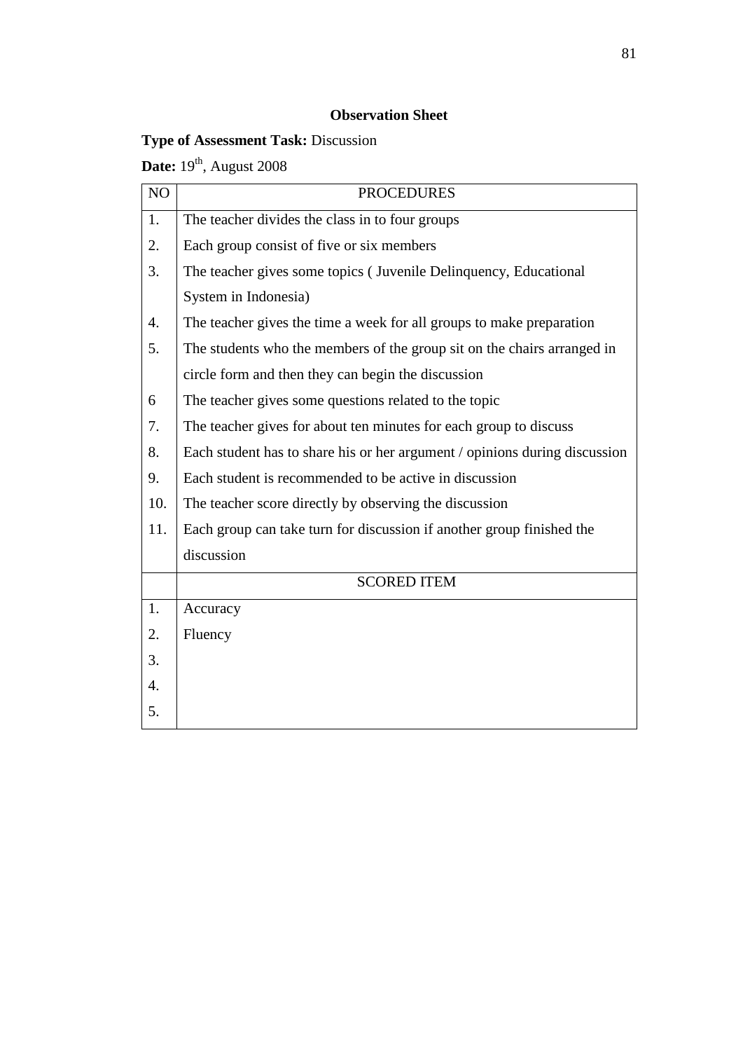**Observation Sheet**

**Type of Assessment Task:** Discussion

**Date:** 19th, August 2008

| NO | PROCEDURES |
|---|---|
| 1. | The teacher divides the class in to four groups |
| 2. | Each group consist of five or six members |
| 3. | The teacher gives some topics ( Juvenile Delinquency, Educational System in Indonesia) |
| 4. | The teacher gives the time a week for all groups to make preparation |
| 5. | The students who the members of the group sit on the chairs arranged in circle form and then they can begin the discussion |
| 6 | The teacher gives some questions related to the topic |
| 7. | The teacher gives for about ten minutes for each group to discuss |
| 8. | Each student has to share his or her argument / opinions during discussion |
| 9. | Each student is recommended to be active in discussion |
| 10. | The teacher score directly by observing the discussion |
| 11. | Each group can take turn for discussion if another group finished the discussion |
| | SCORED ITEM |
| 1. | Accuracy |
| 2. | Fluency |
| 3. | |
| 4. | |
| 5. | |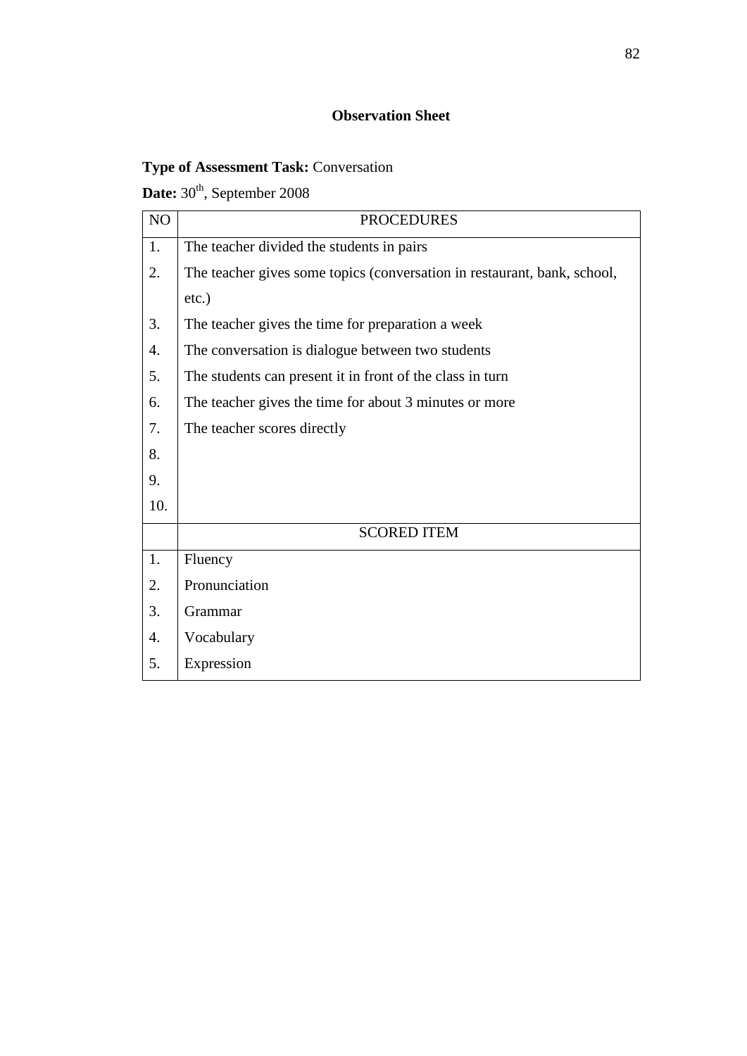## Observation Sheet

**Type of Assessment Task:** Conversation

**Date:** 30th, September 2008

| NO | PROCEDURES |
|---|---|
| 1. | The teacher divided the students in pairs |
| 2. | The teacher gives some topics (conversation in restaurant, bank, school, etc.) |
| 3. | The teacher gives the time for preparation a week |
| 4. | The conversation is dialogue between two students |
| 5. | The students can present it in front of the class in turn |
| 6. | The teacher gives the time for about 3 minutes or more |
| 7. | The teacher scores directly |
| 8. | |
| 9. | |
| 10. | |
| | SCORED ITEM |
| 1. | Fluency |
| 2. | Pronunciation |
| 3. | Grammar |
| 4. | Vocabulary |
| 5. | Expression |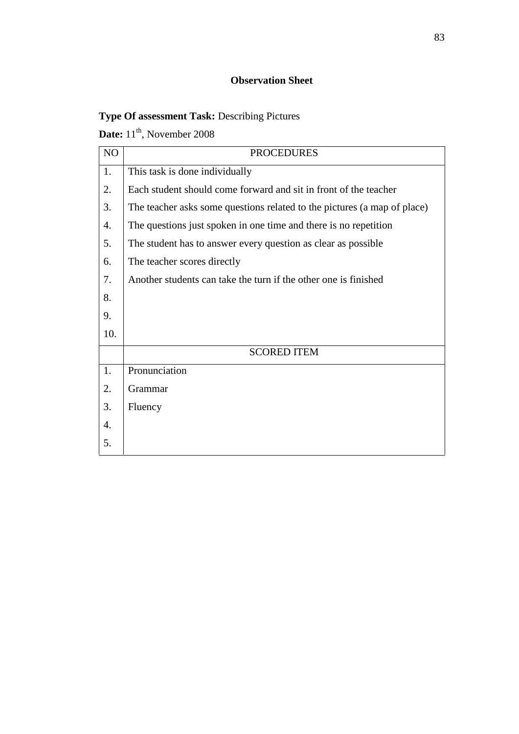**Observation Sheet**

**Type Of assessment Task:** Describing Pictures

**Date:** 11th, November 2008

| NO | PROCEDURES |
|---|---|
| 1. | This task is done individually |
| 2. | Each student should come forward and sit in front of the teacher |
| 3. | The teacher asks some questions related to the pictures (a map of place) |
| 4. | The questions just spoken in one time and there is no repetition |
| 5. | The student has to answer every question as clear as possible |
| 6. | The teacher scores directly |
| 7. | Another students can take the turn if the other one is finished |
| 8. | |
| 9. | |
| 10. | |
| | SCORED ITEM |
| 1. | Pronunciation |
| 2. | Grammar |
| 3. | Fluency |
| 4. | |
| 5. | |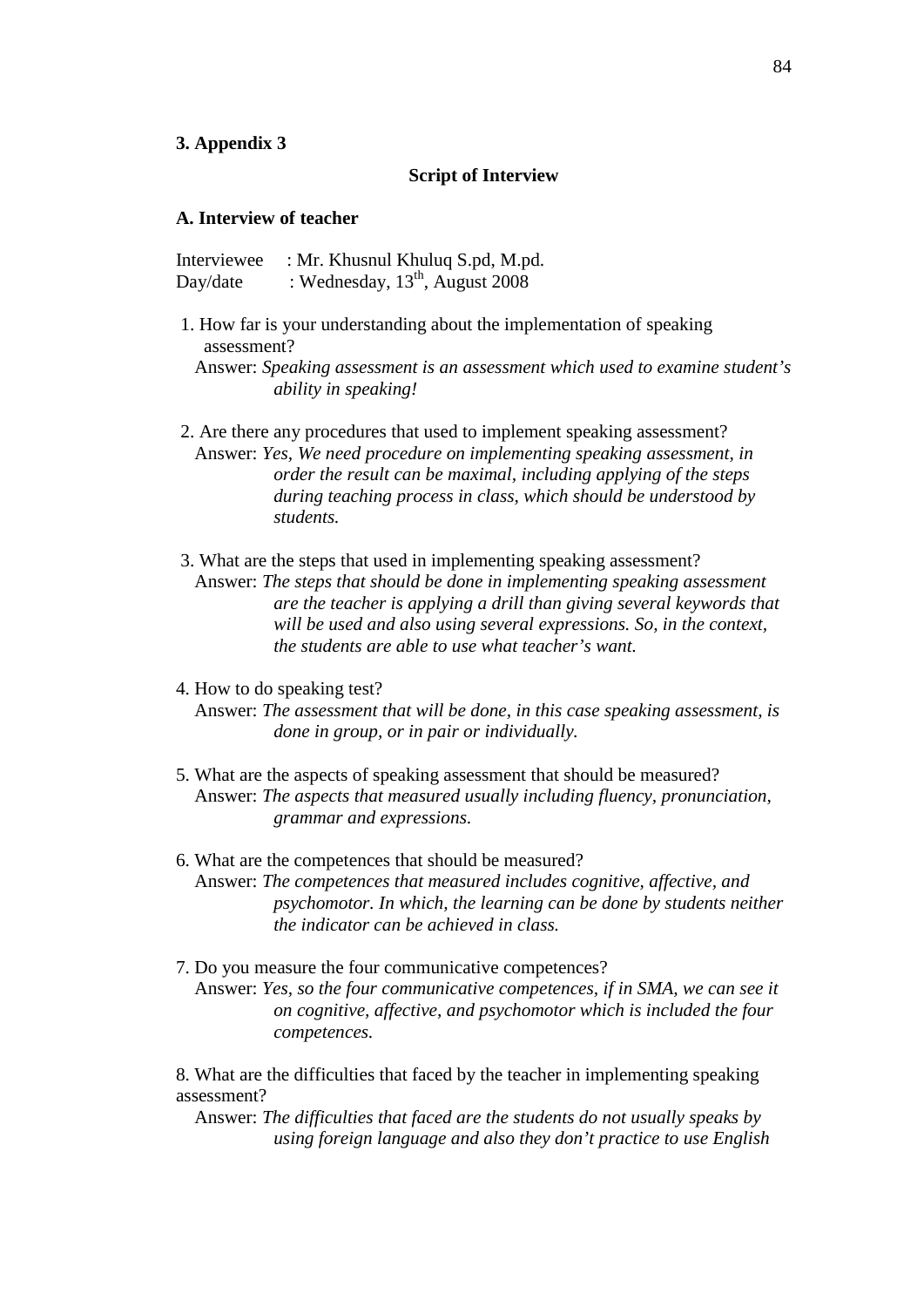**3. Appendix 3**

**Script of Interview**

**A. Interview of teacher**

Interviewee : Mr. Khusnul Khuluq S.pd, M.pd.
Day/date : Wednesday, 13th, August 2008

1. How far is your understanding about the implementation of speaking assessment?
   Answer: *Speaking assessment is an assessment which used to examine student's ability in speaking!*

2. Are there any procedures that used to implement speaking assessment?
   Answer: *Yes, We need procedure on implementing speaking assessment, in order the result can be maximal, including applying of the steps during teaching process in class, which should be understood by students.*

3. What are the steps that used in implementing speaking assessment?
   Answer: *The steps that should be done in implementing speaking assessment are the teacher is applying a drill than giving several keywords that will be used and also using several expressions. So, in the context, the students are able to use what teacher's want.*

4. How to do speaking test?
   Answer: *The assessment that will be done, in this case speaking assessment, is done in group, or in pair or individually.*

5. What are the aspects of speaking assessment that should be measured?
   Answer: *The aspects that measured usually including fluency, pronunciation, grammar and expressions.*

6. What are the competences that should be measured?
   Answer: *The competences that measured includes cognitive, affective, and psychomotor. In which, the learning can be done by students neither the indicator can be achieved in class.*

7. Do you measure the four communicative competences?
   Answer: *Yes, so the four communicative competences, if in SMA, we can see it on cognitive, affective, and psychomotor which is included the four competences.*

8. What are the difficulties that faced by the teacher in implementing speaking assessment?
   Answer: *The difficulties that faced are the students do not usually speaks by using foreign language and also they don't practice to use English*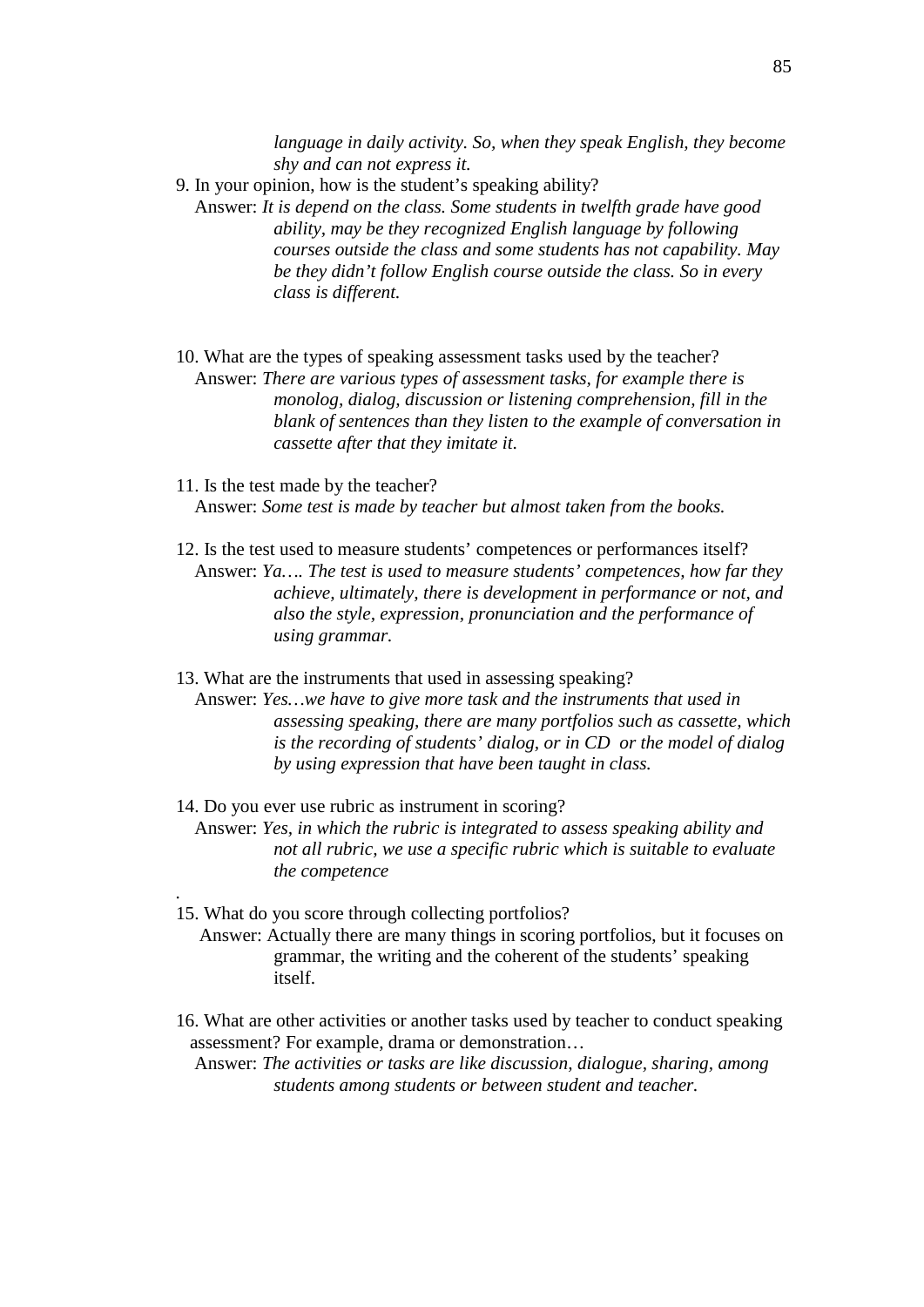*language in daily activity. So, when they speak English, they become shy and can not express it.*

9. In your opinion, how is the student's speaking ability?
   Answer: *It is depend on the class. Some students in twelfth grade have good ability, may be they recognized English language by following courses outside the class and some students has not capability. May be they didn't follow English course outside the class. So in every class is different.*

10. What are the types of speaking assessment tasks used by the teacher?
    Answer: *There are various types of assessment tasks, for example there is monolog, dialog, discussion or listening comprehension, fill in the blank of sentences than they listen to the example of conversation in cassette after that they imitate it.*

11. Is the test made by the teacher?
    Answer: *Some test is made by teacher but almost taken from the books.*

12. Is the test used to measure students' competences or performances itself?
    Answer: *Ya…. The test is used to measure students' competences, how far they achieve, ultimately, there is development in performance or not, and also the style, expression, pronunciation and the performance of using grammar.*

13. What are the instruments that used in assessing speaking?
    Answer: *Yes…we have to give more task and the instruments that used in assessing speaking, there are many portfolios such as cassette, which is the recording of students' dialog, or in CD or the model of dialog by using expression that have been taught in class.*

14. Do you ever use rubric as instrument in scoring?
    Answer: *Yes, in which the rubric is integrated to assess speaking ability and not all rubric, we use a specific rubric which is suitable to evaluate the competence*

.

15. What do you score through collecting portfolios?
    Answer: Actually there are many things in scoring portfolios, but it focuses on grammar, the writing and the coherent of the students' speaking itself.

16. What are other activities or another tasks used by teacher to conduct speaking assessment? For example, drama or demonstration…
    Answer: *The activities or tasks are like discussion, dialogue, sharing, among students among students or between student and teacher.*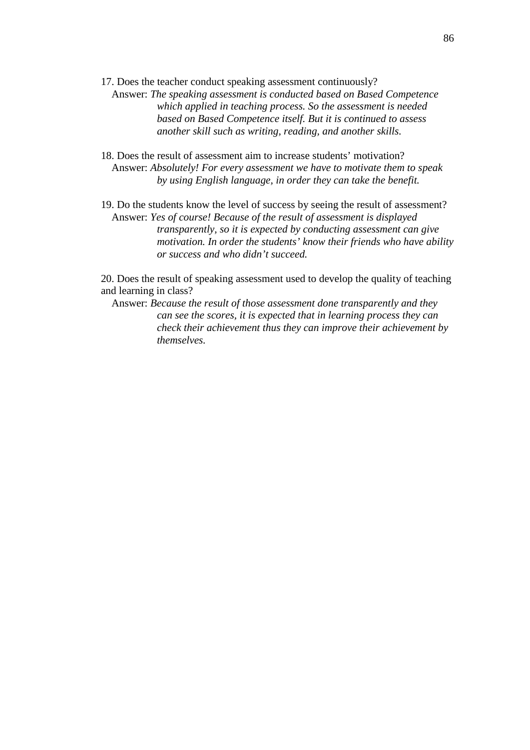17. Does the teacher conduct speaking assessment continuously?

Answer: *The speaking assessment is conducted based on Based Competence which applied in teaching process. So the assessment is needed based on Based Competence itself. But it is continued to assess another skill such as writing, reading, and another skills.*

18. Does the result of assessment aim to increase students' motivation?

Answer: *Absolutely! For every assessment we have to motivate them to speak by using English language, in order they can take the benefit.*

19. Do the students know the level of success by seeing the result of assessment?

Answer: *Yes of course! Because of the result of assessment is displayed transparently, so it is expected by conducting assessment can give motivation. In order the students' know their friends who have ability or success and who didn't succeed.*

20. Does the result of speaking assessment used to develop the quality of teaching and learning in class?

Answer: *Because the result of those assessment done transparently and they can see the scores, it is expected that in learning process they can check their achievement thus they can improve their achievement by themselves.*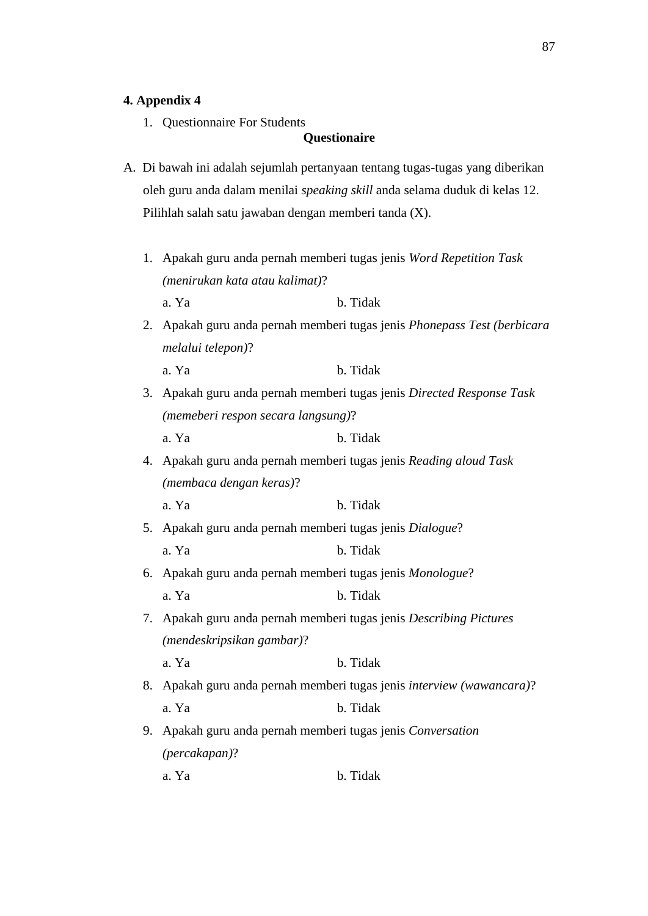**4. Appendix 4**

1. Questionnaire For Students

**Questionaire**

A. Di bawah ini adalah sejumlah pertanyaan tentang tugas-tugas yang diberikan oleh guru anda dalam menilai *speaking skill* anda selama duduk di kelas 12. Pilihlah salah satu jawaban dengan memberi tanda (X).

1. Apakah guru anda pernah memberi tugas jenis *Word Repetition Task (menirukan kata atau kalimat)*?
   a. Ya &nbsp;&nbsp;&nbsp;&nbsp;&nbsp;&nbsp;&nbsp;&nbsp;&nbsp;&nbsp;&nbsp;&nbsp; b. Tidak
2. Apakah guru anda pernah memberi tugas jenis *Phonepass Test (berbicara melalui telepon)*?
   a. Ya &nbsp;&nbsp;&nbsp;&nbsp;&nbsp;&nbsp;&nbsp;&nbsp;&nbsp;&nbsp;&nbsp;&nbsp; b. Tidak
3. Apakah guru anda pernah memberi tugas jenis *Directed Response Task (memeberi respon secara langsung)*?
   a. Ya &nbsp;&nbsp;&nbsp;&nbsp;&nbsp;&nbsp;&nbsp;&nbsp;&nbsp;&nbsp;&nbsp;&nbsp; b. Tidak
4. Apakah guru anda pernah memberi tugas jenis *Reading aloud Task (membaca dengan keras)*?
   a. Ya &nbsp;&nbsp;&nbsp;&nbsp;&nbsp;&nbsp;&nbsp;&nbsp;&nbsp;&nbsp;&nbsp;&nbsp; b. Tidak
5. Apakah guru anda pernah memberi tugas jenis *Dialogue*?
   a. Ya &nbsp;&nbsp;&nbsp;&nbsp;&nbsp;&nbsp;&nbsp;&nbsp;&nbsp;&nbsp;&nbsp;&nbsp; b. Tidak
6. Apakah guru anda pernah memberi tugas jenis *Monologue*?
   a. Ya &nbsp;&nbsp;&nbsp;&nbsp;&nbsp;&nbsp;&nbsp;&nbsp;&nbsp;&nbsp;&nbsp;&nbsp; b. Tidak
7. Apakah guru anda pernah memberi tugas jenis *Describing Pictures (mendeskripsikan gambar)*?
   a. Ya &nbsp;&nbsp;&nbsp;&nbsp;&nbsp;&nbsp;&nbsp;&nbsp;&nbsp;&nbsp;&nbsp;&nbsp; b. Tidak
8. Apakah guru anda pernah memberi tugas jenis *interview (wawancara)*?
   a. Ya &nbsp;&nbsp;&nbsp;&nbsp;&nbsp;&nbsp;&nbsp;&nbsp;&nbsp;&nbsp;&nbsp;&nbsp; b. Tidak
9. Apakah guru anda pernah memberi tugas jenis *Conversation (percakapan)*?
   a. Ya &nbsp;&nbsp;&nbsp;&nbsp;&nbsp;&nbsp;&nbsp;&nbsp;&nbsp;&nbsp;&nbsp;&nbsp; b. Tidak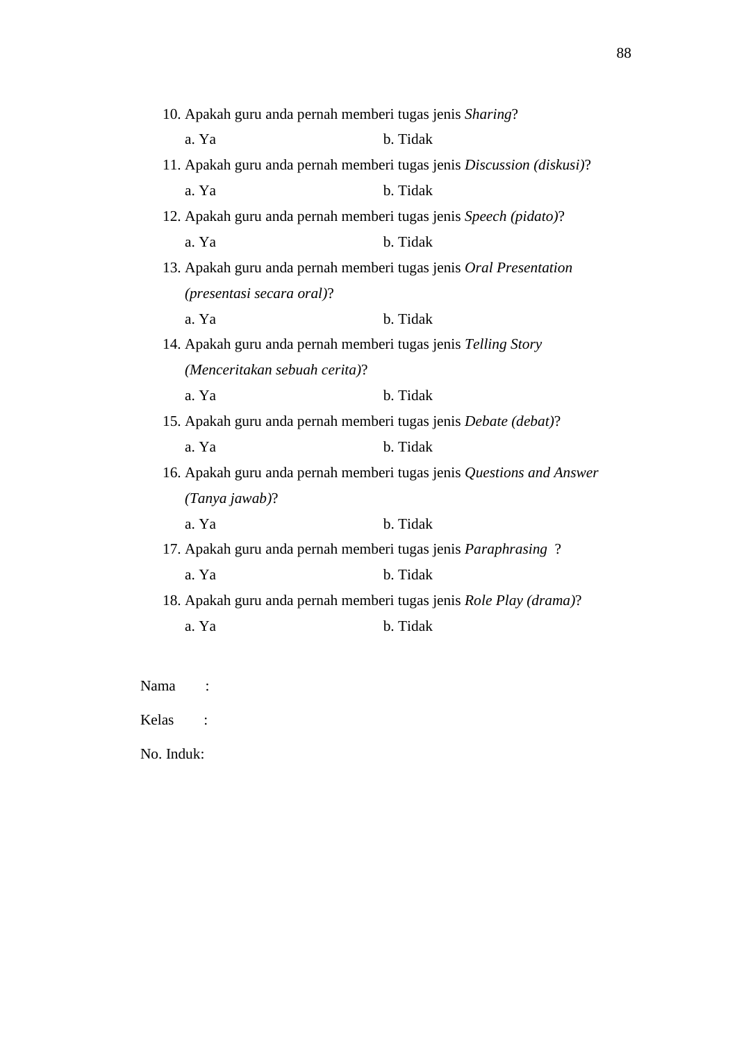10. Apakah guru anda pernah memberi tugas jenis *Sharing*?

    a. Ya b. Tidak

11. Apakah guru anda pernah memberi tugas jenis *Discussion (diskusi)*?

    a. Ya b. Tidak

12. Apakah guru anda pernah memberi tugas jenis *Speech (pidato)*?

    a. Ya b. Tidak

13. Apakah guru anda pernah memberi tugas jenis *Oral Presentation (presentasi secara oral)*?

    a. Ya b. Tidak

14. Apakah guru anda pernah memberi tugas jenis *Telling Story (Menceritakan sebuah cerita)*?

    a. Ya b. Tidak

15. Apakah guru anda pernah memberi tugas jenis *Debate (debat)*?

    a. Ya b. Tidak

16. Apakah guru anda pernah memberi tugas jenis *Questions and Answer (Tanya jawab)*?

    a. Ya b. Tidak

17. Apakah guru anda pernah memberi tugas jenis *Paraphrasing* ?

    a. Ya b. Tidak

18. Apakah guru anda pernah memberi tugas jenis *Role Play (drama)*?

    a. Ya b. Tidak

Nama :

Kelas :

No. Induk: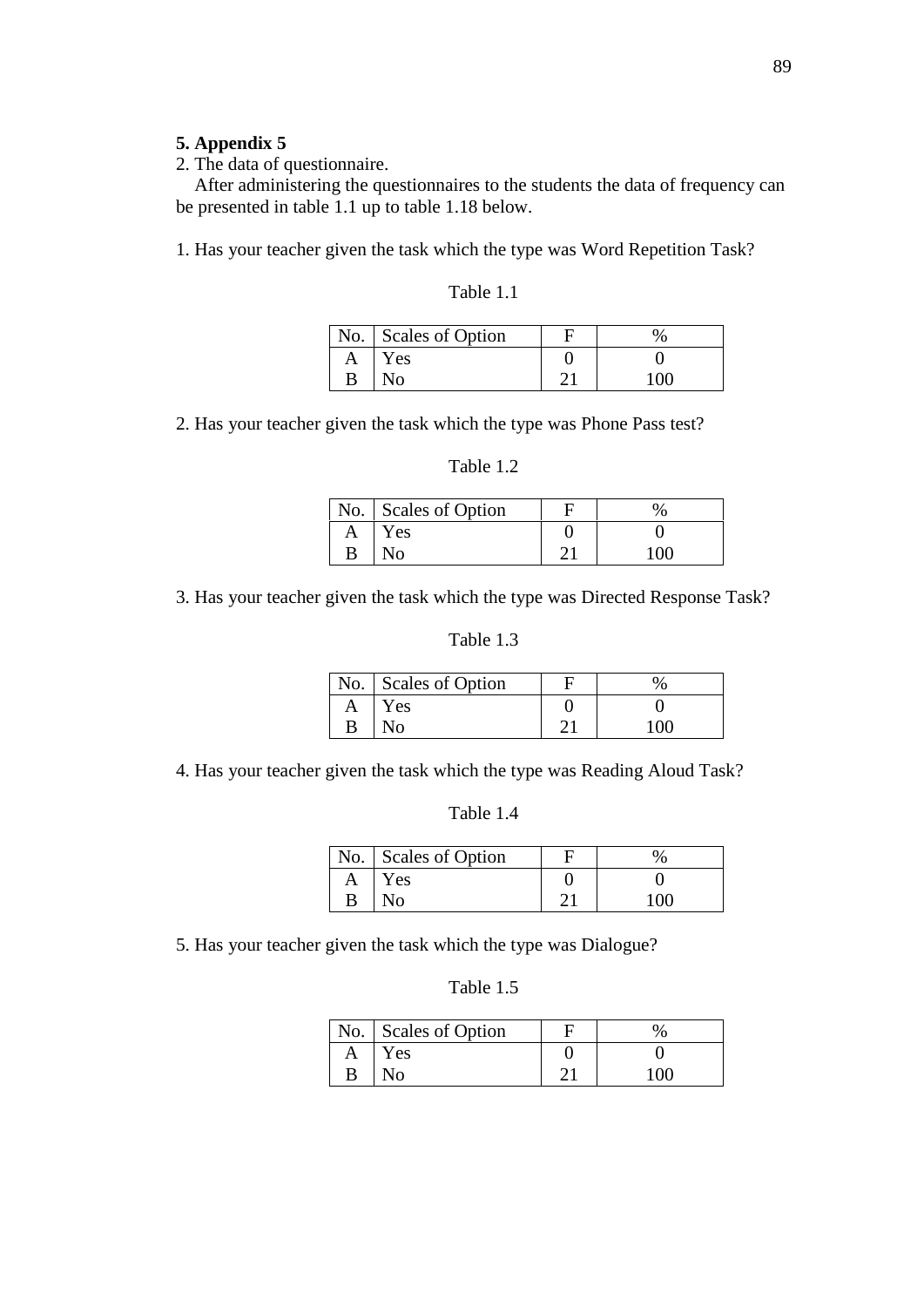**5. Appendix 5**

2. The data of questionnaire.

After administering the questionnaires to the students the data of frequency can be presented in table 1.1 up to table 1.18 below.

1. Has your teacher given the task which the type was Word Repetition Task?

Table 1.1

| No. | Scales of Option | F | % |
|---|---|---|---|
| A | Yes | 0 | 0 |
| B | No | 21 | 100 |

2. Has your teacher given the task which the type was Phone Pass test?

Table 1.2

| No. | Scales of Option | F | % |
|---|---|---|---|
| A | Yes | 0 | 0 |
| B | No | 21 | 100 |

3. Has your teacher given the task which the type was Directed Response Task?

Table 1.3

| No. | Scales of Option | F | % |
|---|---|---|---|
| A | Yes | 0 | 0 |
| B | No | 21 | 100 |

4. Has your teacher given the task which the type was Reading Aloud Task?

Table 1.4

| No. | Scales of Option | F | % |
|---|---|---|---|
| A | Yes | 0 | 0 |
| B | No | 21 | 100 |

5. Has your teacher given the task which the type was Dialogue?

Table 1.5

| No. | Scales of Option | F | % |
|---|---|---|---|
| A | Yes | 0 | 0 |
| B | No | 21 | 100 |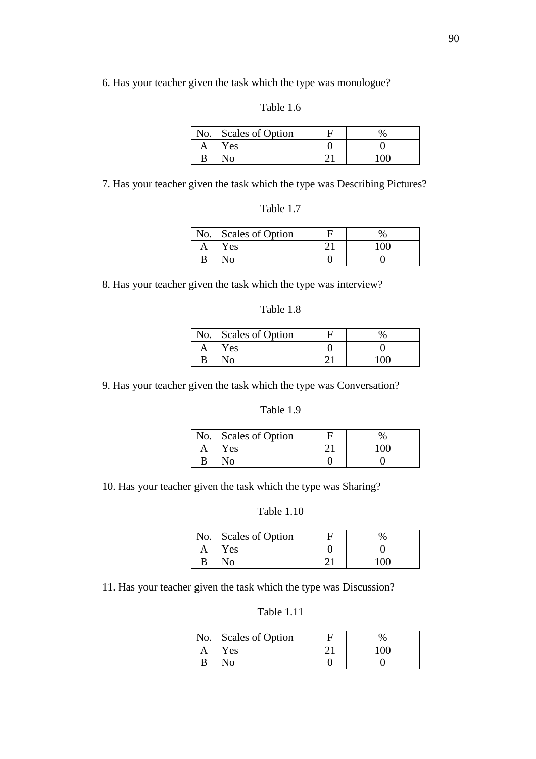6. Has your teacher given the task which the type was monologue?

Table 1.6

| No. | Scales of Option | F | % |
|---|---|---|---|
| A | Yes | 0 | 0 |
| B | No | 21 | 100 |

7. Has your teacher given the task which the type was Describing Pictures?

Table 1.7

| No. | Scales of Option | F | % |
|---|---|---|---|
| A | Yes | 21 | 100 |
| B | No | 0 | 0 |

8. Has your teacher given the task which the type was interview?

Table 1.8

| No. | Scales of Option | F | % |
|---|---|---|---|
| A | Yes | 0 | 0 |
| B | No | 21 | 100 |

9. Has your teacher given the task which the type was Conversation?

Table 1.9

| No. | Scales of Option | F | % |
|---|---|---|---|
| A | Yes | 21 | 100 |
| B | No | 0 | 0 |

10. Has your teacher given the task which the type was Sharing?

Table 1.10

| No. | Scales of Option | F | % |
|---|---|---|---|
| A | Yes | 0 | 0 |
| B | No | 21 | 100 |

11. Has your teacher given the task which the type was Discussion?

Table 1.11

| No. | Scales of Option | F | % |
|---|---|---|---|
| A | Yes | 21 | 100 |
| B | No | 0 | 0 |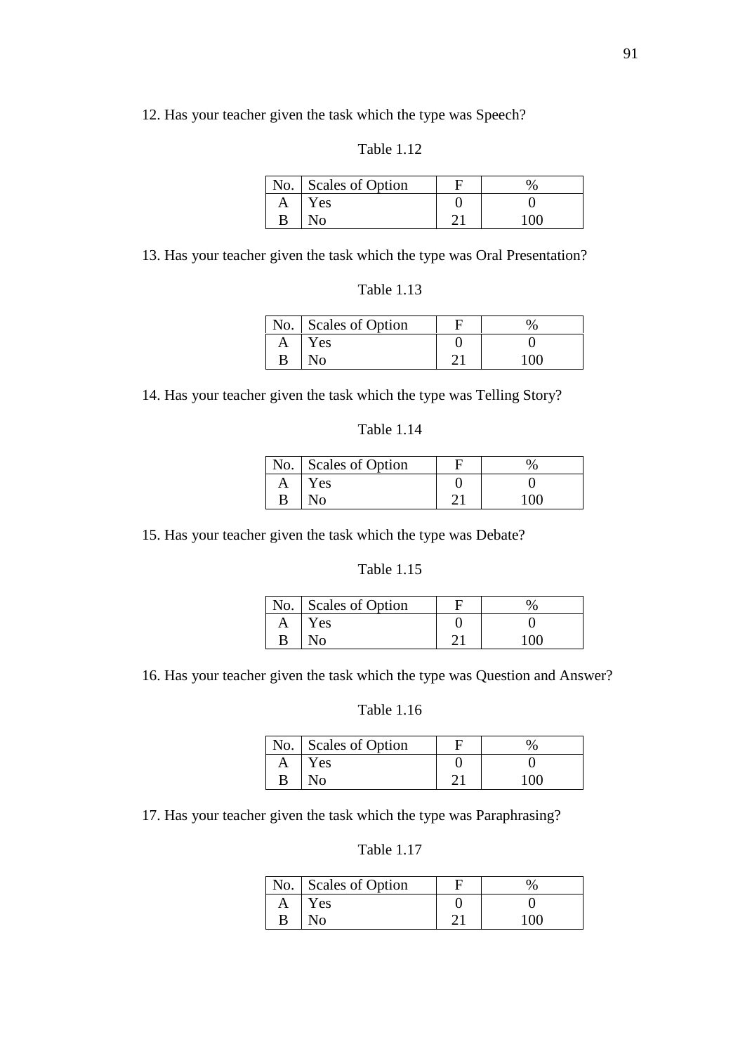12. Has your teacher given the task which the type was Speech?

Table 1.12

| No. | Scales of Option | F | % |
| --- | --- | --- | --- |
| A | Yes | 0 | 0 |
| B | No | 21 | 100 |

13. Has your teacher given the task which the type was Oral Presentation?

Table 1.13

| No. | Scales of Option | F | % |
| --- | --- | --- | --- |
| A | Yes | 0 | 0 |
| B | No | 21 | 100 |

14. Has your teacher given the task which the type was Telling Story?

Table 1.14

| No. | Scales of Option | F | % |
| --- | --- | --- | --- |
| A | Yes | 0 | 0 |
| B | No | 21 | 100 |

15. Has your teacher given the task which the type was Debate?

Table 1.15

| No. | Scales of Option | F | % |
| --- | --- | --- | --- |
| A | Yes | 0 | 0 |
| B | No | 21 | 100 |

16. Has your teacher given the task which the type was Question and Answer?

Table 1.16

| No. | Scales of Option | F | % |
| --- | --- | --- | --- |
| A | Yes | 0 | 0 |
| B | No | 21 | 100 |

17. Has your teacher given the task which the type was Paraphrasing?

Table 1.17

| No. | Scales of Option | F | % |
| --- | --- | --- | --- |
| A | Yes | 0 | 0 |
| B | No | 21 | 100 |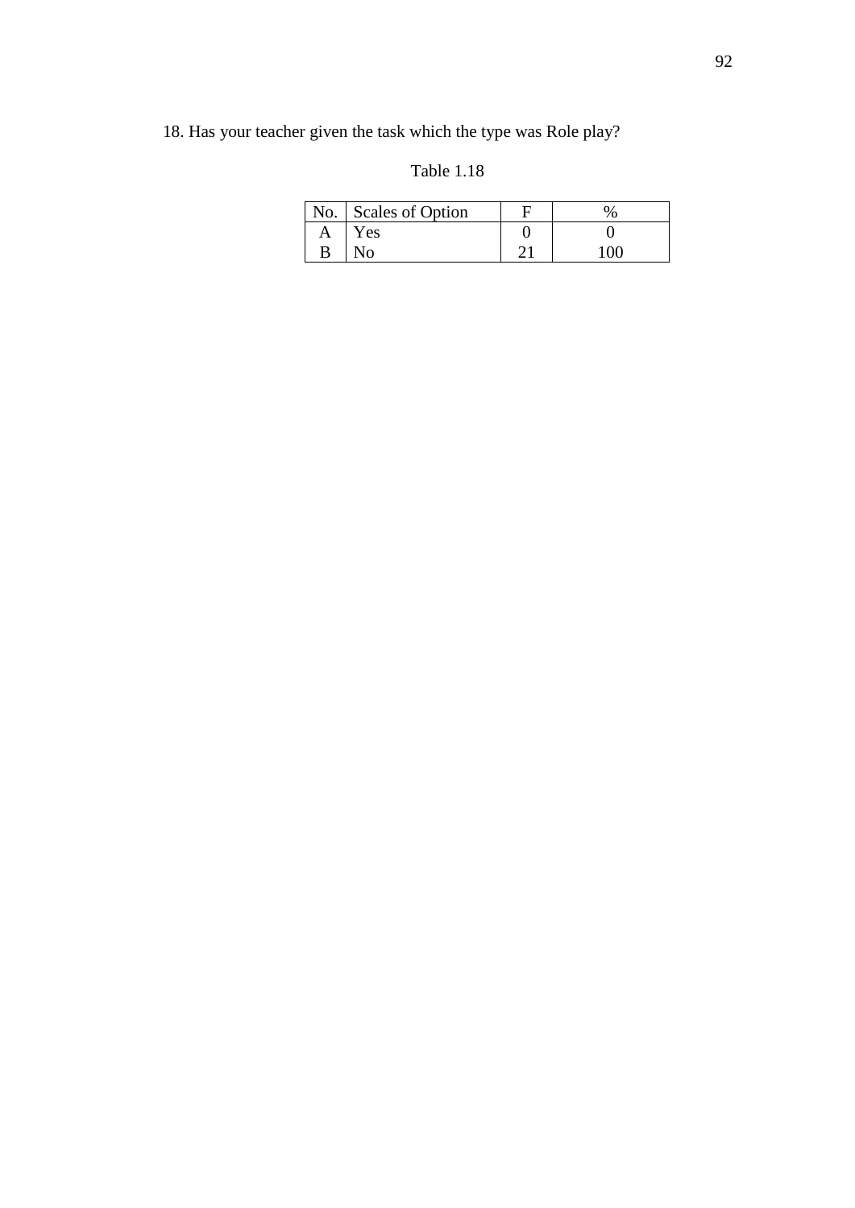18. Has your teacher given the task which the type was Role play?

Table 1.18

| No. | Scales of Option | F | % |
|---|---|---|---|
| A | Yes | 0 | 0 |
| B | No | 21 | 100 |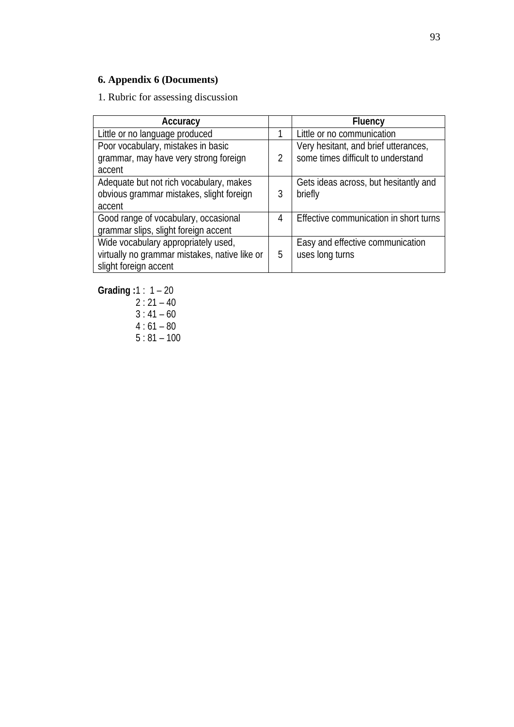## 6. Appendix 6 (Documents)

1. Rubric for assessing discussion

| Accuracy | | Fluency |
|---|---|---|
| Little or no language produced | 1 | Little or no communication |
| Poor vocabulary, mistakes in basic grammar, may have very strong foreign accent | 2 | Very hesitant, and brief utterances, some times difficult to understand |
| Adequate but not rich vocabulary, makes obvious grammar mistakes, slight foreign accent | 3 | Gets ideas across, but hesitantly and briefly |
| Good range of vocabulary, occasional grammar slips, slight foreign accent | 4 | Effective communication in short turns |
| Wide vocabulary appropriately used, virtually no grammar mistakes, native like or slight foreign accent | 5 | Easy and effective communication uses long turns |

**Grading :** 1 : 1 – 20
2 : 21 – 40
3 : 41 – 60
4 : 61 – 80
5 : 81 – 100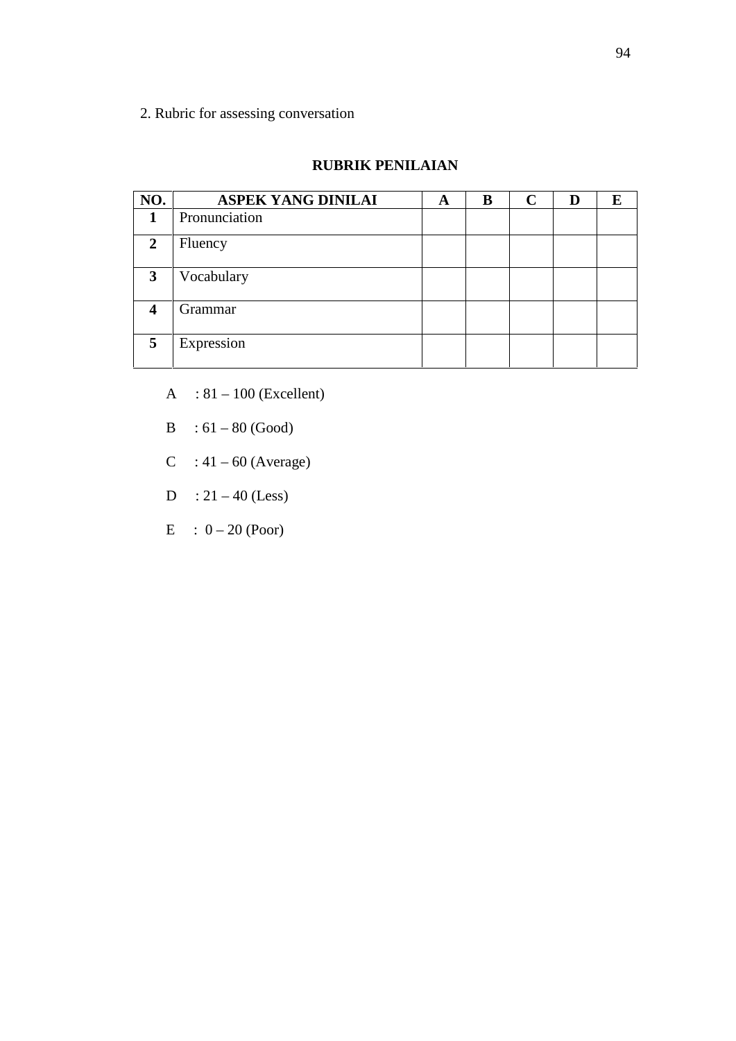2. Rubric for assessing conversation

**RUBRIK PENILAIAN**

| NO. | ASPEK YANG DINILAI | A | B | C | D | E |
|---|---|---|---|---|---|---|
| 1 | Pronunciation | | | | | |
| 2 | Fluency | | | | | |
| 3 | Vocabulary | | | | | |
| 4 | Grammar | | | | | |
| 5 | Expression | | | | | |

A : 81 – 100 (Excellent)

B : 61 – 80 (Good)

C : 41 – 60 (Average)

D : 21 – 40 (Less)

E : 0 – 20 (Poor)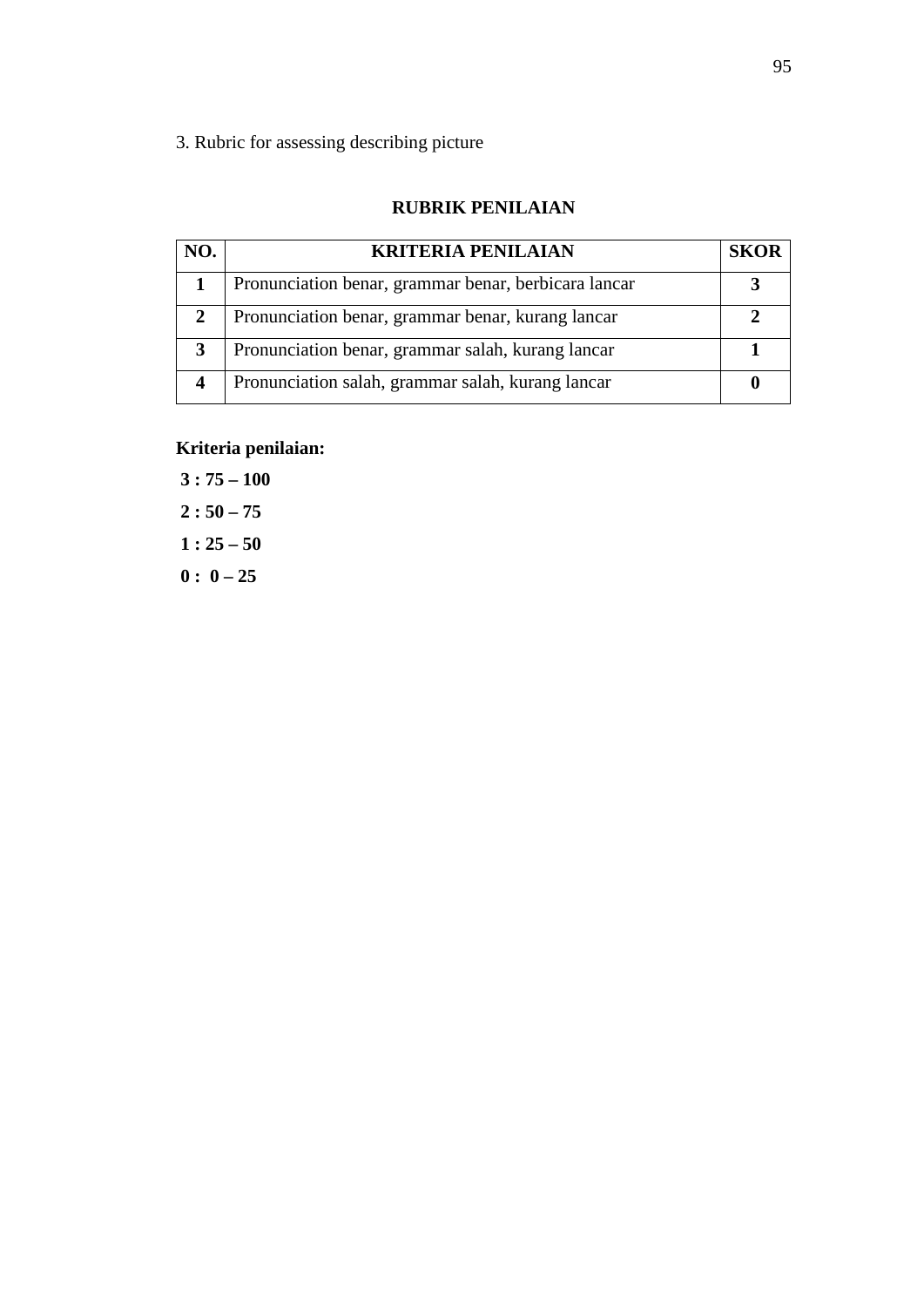3. Rubric for assessing describing picture

**RUBRIK PENILAIAN**

| NO. | KRITERIA PENILAIAN | SKOR |
|---|---|---|
| **1** | Pronunciation benar, grammar benar, berbicara lancar | **3** |
| **2** | Pronunciation benar, grammar benar, kurang lancar | **2** |
| **3** | Pronunciation benar, grammar salah, kurang lancar | **1** |
| **4** | Pronunciation salah, grammar salah, kurang lancar | **0** |

**Kriteria penilaian:**

**3 : 75 – 100**

**2 : 50 – 75**

**1 : 25 – 50**

**0 : 0 – 25**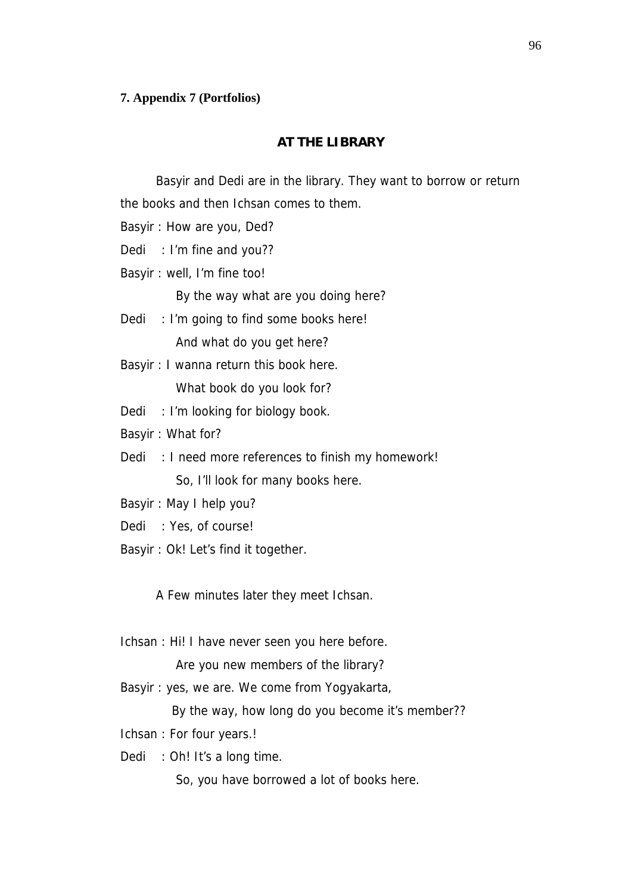**7. Appendix 7 (Portfolios)**

## AT THE LIBRARY

Basyir and Dedi are in the library. They want to borrow or return the books and then Ichsan comes to them.

Basyir : How are you, Ded?

Dedi : I'm fine and you??

Basyir : well, I'm fine too!

By the way what are you doing here?

Dedi : I'm going to find some books here!

And what do you get here?

Basyir : I wanna return this book here.

What book do you look for?

Dedi : I'm looking for biology book.

Basyir : What for?

Dedi : I need more references to finish my homework!

So, I'll look for many books here.

Basyir : May I help you?

Dedi : Yes, of course!

Basyir : Ok! Let's find it together.

A Few minutes later they meet Ichsan.

Ichsan : Hi! I have never seen you here before.

Are you new members of the library?

Basyir : yes, we are. We come from Yogyakarta,

By the way, how long do you become it's member??

Ichsan : For four years.!

Dedi : Oh! It's a long time.

So, you have borrowed a lot of books here.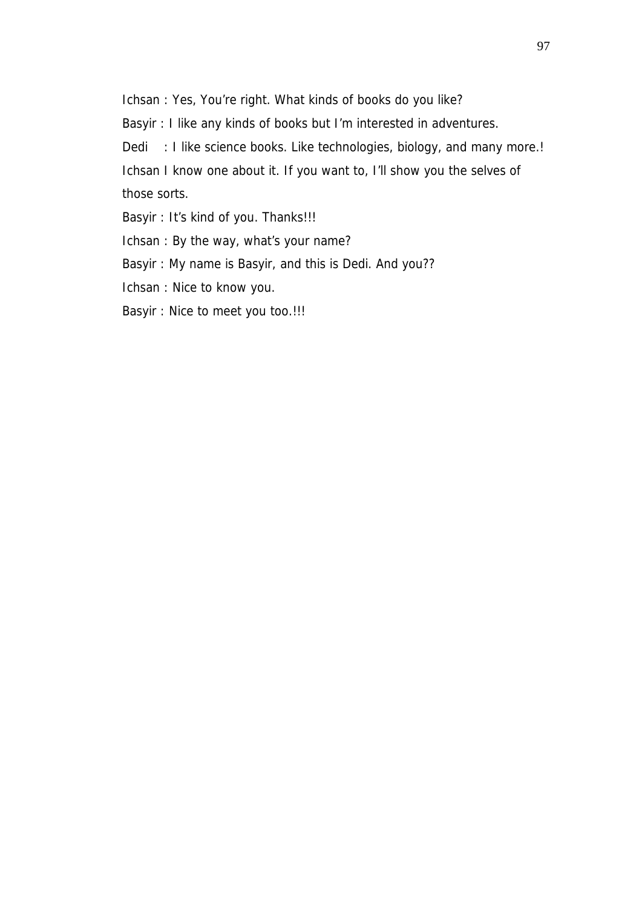Ichsan : Yes, You're right. What kinds of books do you like?

Basyir : I like any kinds of books but I'm interested in adventures.

Dedi : I like science books. Like technologies, biology, and many more.!

Ichsan I know one about it. If you want to, I'll show you the selves of those sorts.

Basyir : It's kind of you. Thanks!!!

Ichsan : By the way, what's your name?

Basyir : My name is Basyir, and this is Dedi. And you??

Ichsan : Nice to know you.

Basyir : Nice to meet you too.!!!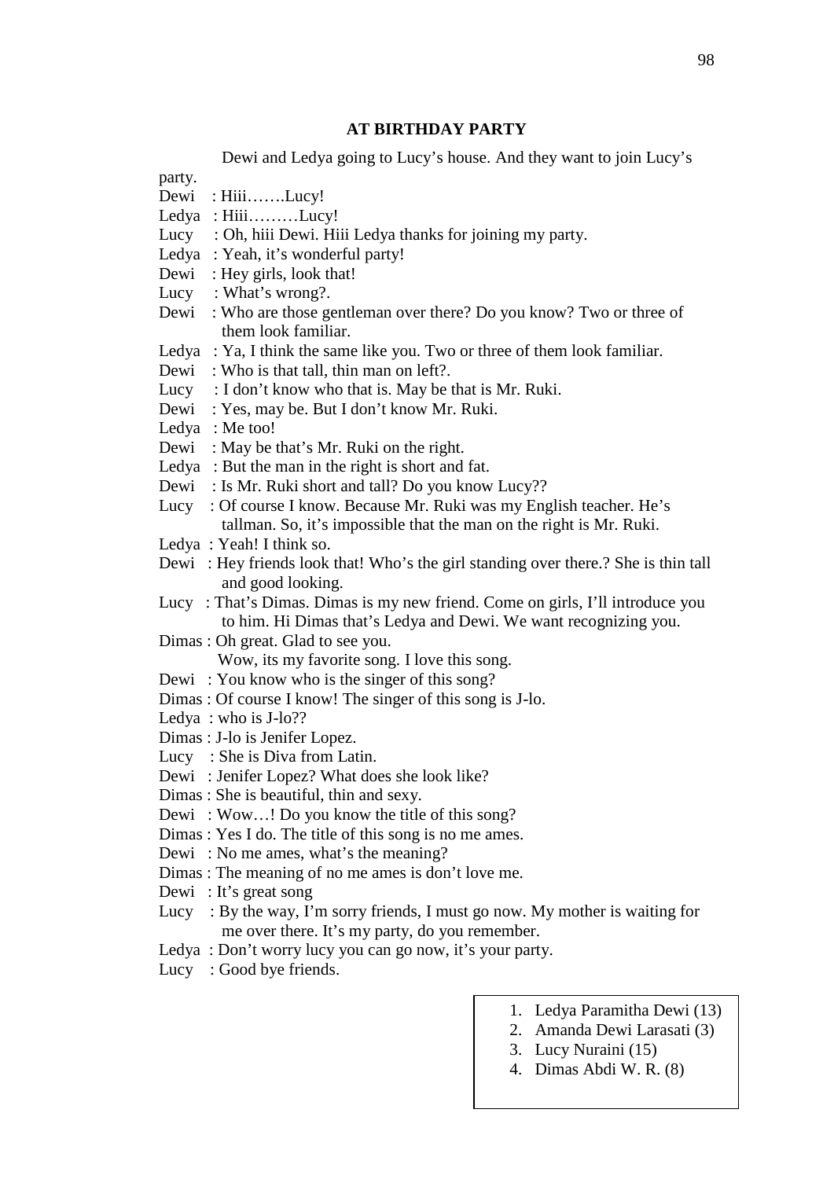## AT BIRTHDAY PARTY

Dewi and Ledya going to Lucy's house. And they want to join Lucy's party.

Dewi : Hiii…….Lucy!
Ledya : Hiii………Lucy!
Lucy : Oh, hiii Dewi. Hiii Ledya thanks for joining my party.
Ledya : Yeah, it's wonderful party!
Dewi : Hey girls, look that!
Lucy : What's wrong?.
Dewi : Who are those gentleman over there? Do you know? Two or three of them look familiar.
Ledya : Ya, I think the same like you. Two or three of them look familiar.
Dewi : Who is that tall, thin man on left?.
Lucy : I don't know who that is. May be that is Mr. Ruki.
Dewi : Yes, may be. But I don't know Mr. Ruki.
Ledya : Me too!
Dewi : May be that's Mr. Ruki on the right.
Ledya : But the man in the right is short and fat.
Dewi : Is Mr. Ruki short and tall? Do you know Lucy??
Lucy : Of course I know. Because Mr. Ruki was my English teacher. He's tallman. So, it's impossible that the man on the right is Mr. Ruki.
Ledya : Yeah! I think so.
Dewi : Hey friends look that! Who's the girl standing over there.? She is thin tall and good looking.
Lucy : That's Dimas. Dimas is my new friend. Come on girls, I'll introduce you to him. Hi Dimas that's Ledya and Dewi. We want recognizing you.
Dimas : Oh great. Glad to see you.
Wow, its my favorite song. I love this song.
Dewi : You know who is the singer of this song?
Dimas : Of course I know! The singer of this song is J-lo.
Ledya : who is J-lo??
Dimas : J-lo is Jenifer Lopez.
Lucy : She is Diva from Latin.
Dewi : Jenifer Lopez? What does she look like?
Dimas : She is beautiful, thin and sexy.
Dewi : Wow…! Do you know the title of this song?
Dimas : Yes I do. The title of this song is no me ames.
Dewi : No me ames, what's the meaning?
Dimas : The meaning of no me ames is don't love me.
Dewi : It's great song
Lucy : By the way, I'm sorry friends, I must go now. My mother is waiting for me over there. It's my party, do you remember.
Ledya : Don't worry lucy you can go now, it's your party.
Lucy : Good bye friends.

1. Ledya Paramitha Dewi (13)
2. Amanda Dewi Larasati (3)
3. Lucy Nuraini (15)
4. Dimas Abdi W. R. (8)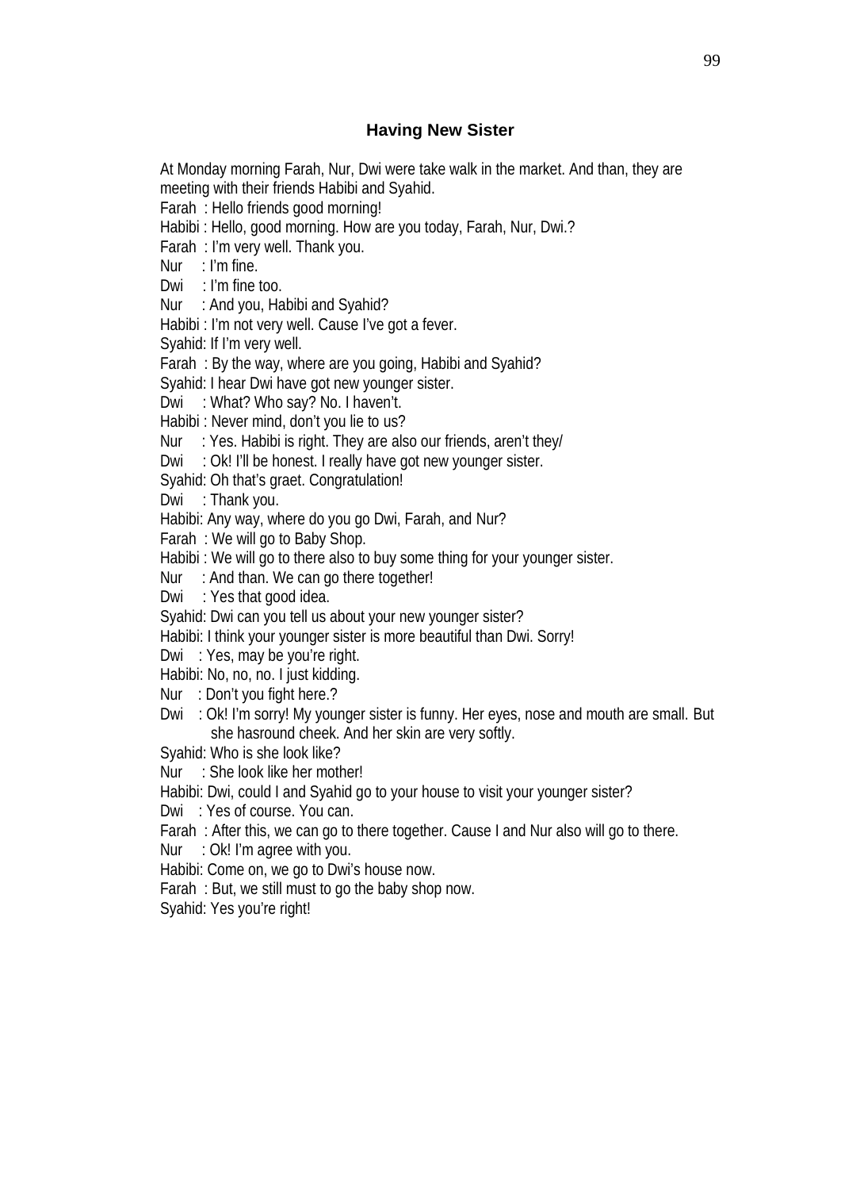### Having New Sister

At Monday morning Farah, Nur, Dwi were take walk in the market. And than, they are meeting with their friends Habibi and Syahid.

Farah : Hello friends good morning!
Habibi : Hello, good morning. How are you today, Farah, Nur, Dwi.?
Farah : I'm very well. Thank you.
Nur : I'm fine.
Dwi : I'm fine too.
Nur : And you, Habibi and Syahid?
Habibi : I'm not very well. Cause I've got a fever.
Syahid: If I'm very well.
Farah : By the way, where are you going, Habibi and Syahid?
Syahid: I hear Dwi have got new younger sister.
Dwi : What? Who say? No. I haven't.
Habibi : Never mind, don't you lie to us?
Nur : Yes. Habibi is right. They are also our friends, aren't they/
Dwi : Ok! I'll be honest. I really have got new younger sister.
Syahid: Oh that's graet. Congratulation!
Dwi : Thank you.
Habibi: Any way, where do you go Dwi, Farah, and Nur?
Farah : We will go to Baby Shop.
Habibi : We will go to there also to buy some thing for your younger sister.
Nur : And than. We can go there together!
Dwi : Yes that good idea.
Syahid: Dwi can you tell us about your new younger sister?
Habibi: I think your younger sister is more beautiful than Dwi. Sorry!
Dwi : Yes, may be you're right.
Habibi: No, no, no. I just kidding.
Nur : Don't you fight here.?
Dwi : Ok! I'm sorry! My younger sister is funny. Her eyes, nose and mouth are small. But she hasround cheek. And her skin are very softly.
Syahid: Who is she look like?
Nur : She look like her mother!
Habibi: Dwi, could I and Syahid go to your house to visit your younger sister?
Dwi : Yes of course. You can.
Farah : After this, we can go to there together. Cause I and Nur also will go to there.
Nur : Ok! I'm agree with you.
Habibi: Come on, we go to Dwi's house now.
Farah : But, we still must to go the baby shop now.
Syahid: Yes you're right!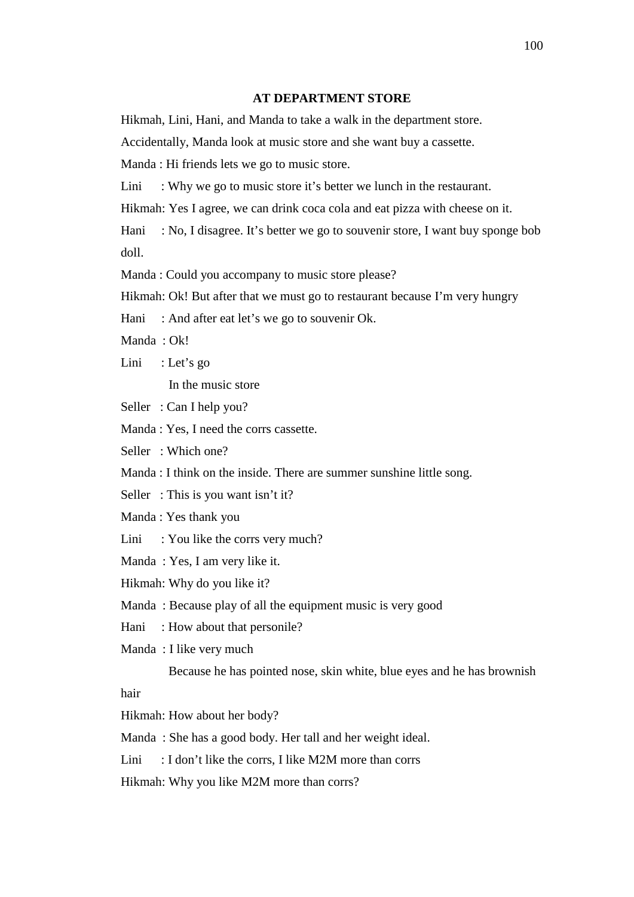**AT DEPARTMENT STORE**

Hikmah, Lini, Hani, and Manda to take a walk in the department store.

Accidentally, Manda look at music store and she want buy a cassette.

Manda : Hi friends lets we go to music store.

Lini : Why we go to music store it's better we lunch in the restaurant.

Hikmah: Yes I agree, we can drink coca cola and eat pizza with cheese on it.

Hani : No, I disagree. It's better we go to souvenir store, I want buy sponge bob doll.

Manda : Could you accompany to music store please?

Hikmah: Ok! But after that we must go to restaurant because I'm very hungry

Hani : And after eat let's we go to souvenir Ok.

Manda : Ok!

Lini : Let's go

In the music store

Seller : Can I help you?

Manda : Yes, I need the corrs cassette.

Seller : Which one?

Manda : I think on the inside. There are summer sunshine little song.

Seller : This is you want isn't it?

Manda : Yes thank you

Lini : You like the corrs very much?

Manda : Yes, I am very like it.

Hikmah: Why do you like it?

Manda : Because play of all the equipment music is very good

Hani : How about that personile?

Manda : I like very much

Because he has pointed nose, skin white, blue eyes and he has brownish hair

Hikmah: How about her body?

Manda : She has a good body. Her tall and her weight ideal.

Lini : I don't like the corrs, I like M2M more than corrs

Hikmah: Why you like M2M more than corrs?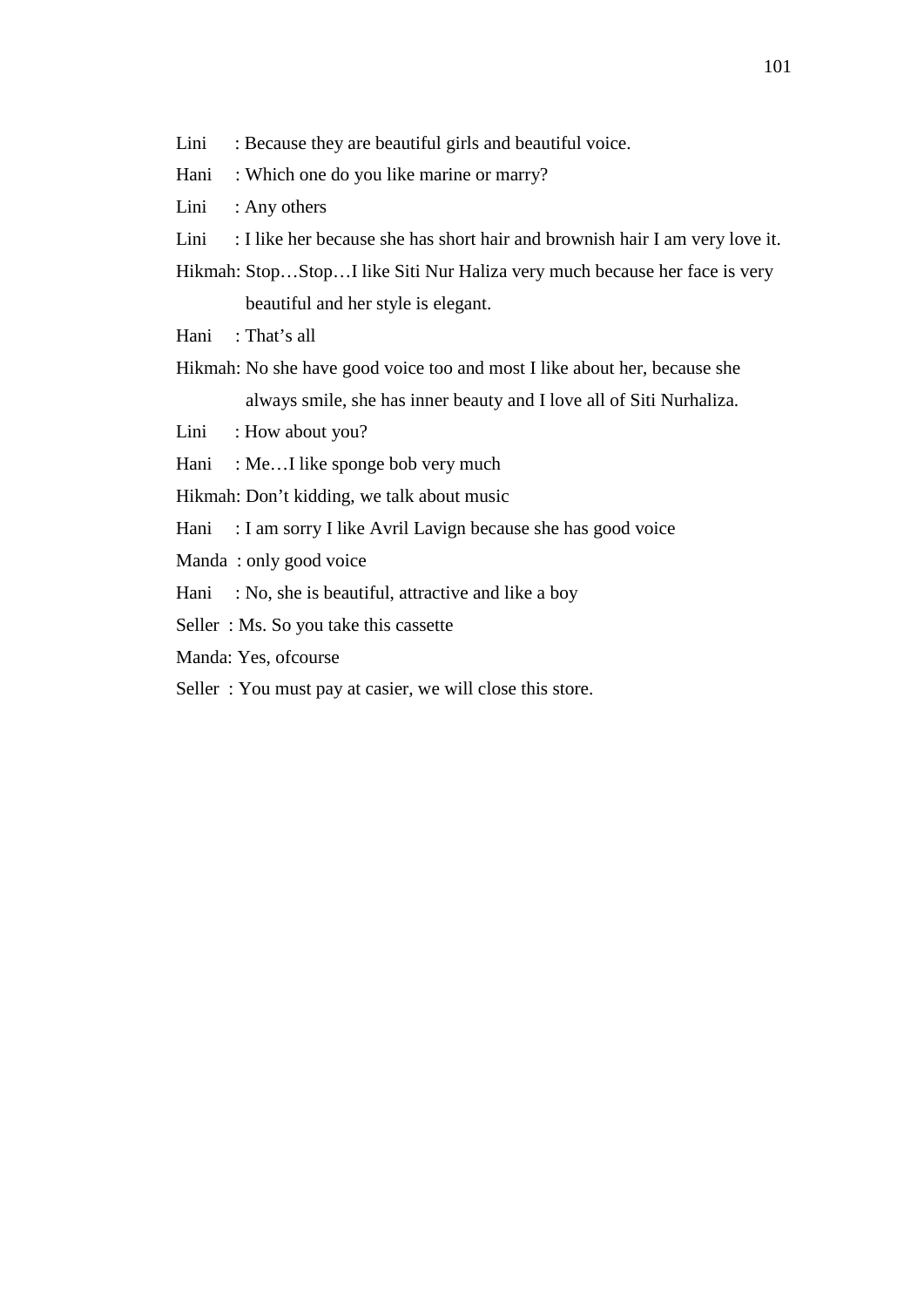Lini : Because they are beautiful girls and beautiful voice.

Hani : Which one do you like marine or marry?

Lini : Any others

Lini : I like her because she has short hair and brownish hair I am very love it.

Hikmah: Stop…Stop…I like Siti Nur Haliza very much because her face is very beautiful and her style is elegant.

Hani : That's all

Hikmah: No she have good voice too and most I like about her, because she always smile, she has inner beauty and I love all of Siti Nurhaliza.

Lini : How about you?

Hani : Me…I like sponge bob very much

Hikmah: Don't kidding, we talk about music

Hani : I am sorry I like Avril Lavign because she has good voice

Manda : only good voice

Hani : No, she is beautiful, attractive and like a boy

Seller : Ms. So you take this cassette

Manda: Yes, ofcourse

Seller : You must pay at casier, we will close this store.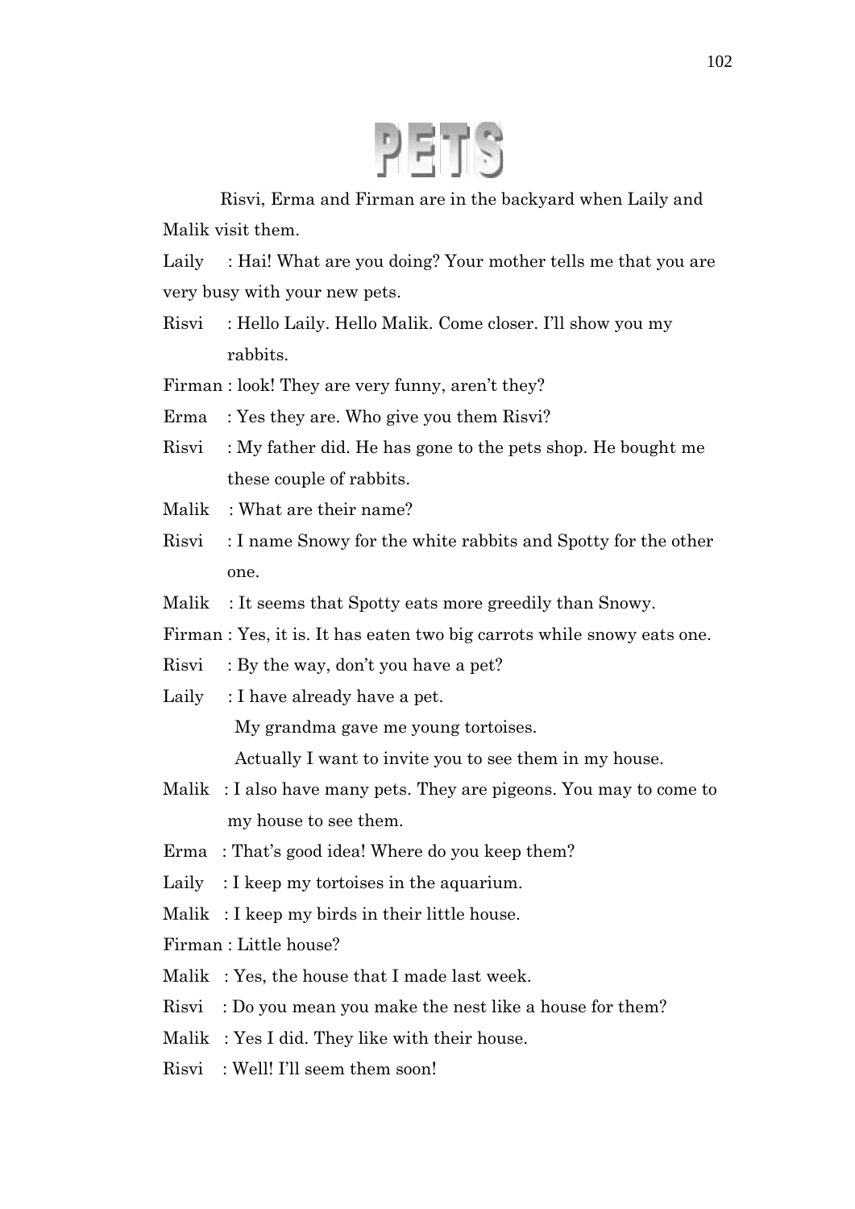# PETS

Risvi, Erma and Firman are in the backyard when Laily and Malik visit them.

Laily : Hai! What are you doing? Your mother tells me that you are very busy with your new pets.

Risvi : Hello Laily. Hello Malik. Come closer. I'll show you my rabbits.

Firman : look! They are very funny, aren't they?

Erma : Yes they are. Who give you them Risvi?

Risvi : My father did. He has gone to the pets shop. He bought me these couple of rabbits.

Malik : What are their name?

Risvi : I name Snowy for the white rabbits and Spotty for the other one.

Malik : It seems that Spotty eats more greedily than Snowy.

Firman : Yes, it is. It has eaten two big carrots while snowy eats one.

Risvi : By the way, don't you have a pet?

Laily : I have already have a pet.
My grandma gave me young tortoises.
Actually I want to invite you to see them in my house.

Malik : I also have many pets. They are pigeons. You may to come to my house to see them.

Erma : That's good idea! Where do you keep them?

Laily : I keep my tortoises in the aquarium.

Malik : I keep my birds in their little house.

Firman : Little house?

Malik : Yes, the house that I made last week.

Risvi : Do you mean you make the nest like a house for them?

Malik : Yes I did. They like with their house.

Risvi : Well! I'll seem them soon!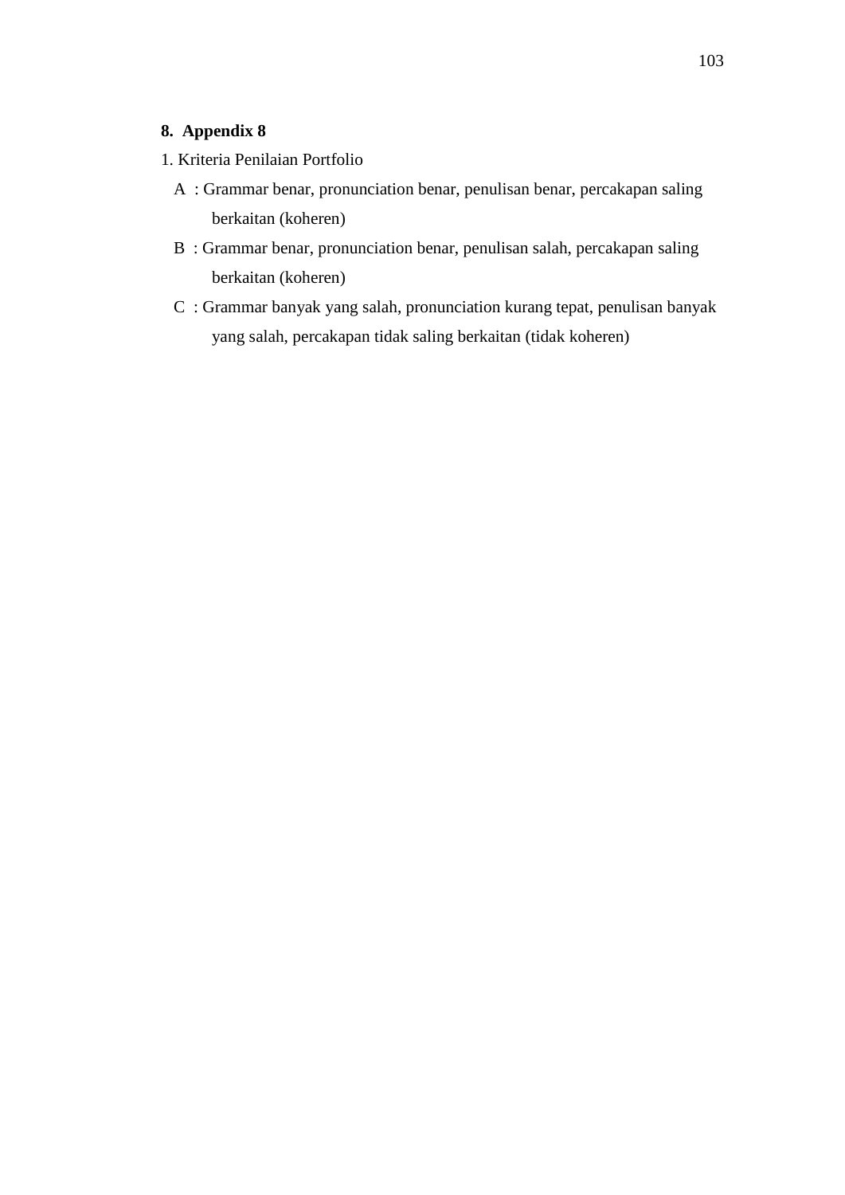## 8. Appendix 8

1. Kriteria Penilaian Portfolio

A : Grammar benar, pronunciation benar, penulisan benar, percakapan saling berkaitan (koheren)

B : Grammar benar, pronunciation benar, penulisan salah, percakapan saling berkaitan (koheren)

C : Grammar banyak yang salah, pronunciation kurang tepat, penulisan banyak yang salah, percakapan tidak saling berkaitan (tidak koheren)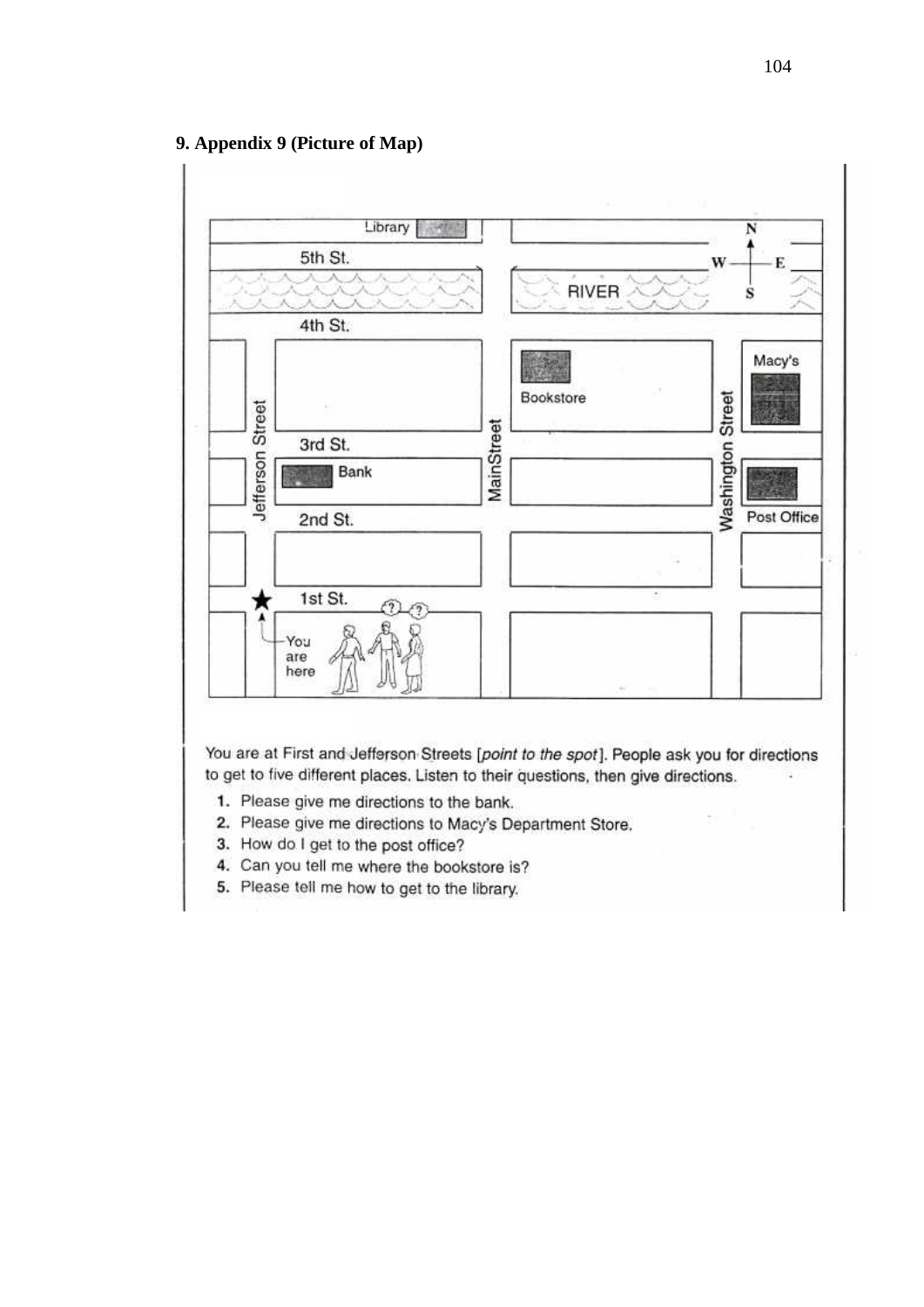**9. Appendix 9 (Picture of Map)**

Library

5th St.

N

W E

S

RIVER

4th St.

Macy's

Bookstore

Jefferson Street

3rd St.

MainStreet

Washington Street

Bank

2nd St.

Post Office

1st St.

You are here

You are at First and Jefferson Streets [*point to the spot*]. People ask you for directions to get to five different places. Listen to their questions, then give directions.

1. Please give me directions to the bank.
2. Please give me directions to Macy's Department Store.
3. How do I get to the post office?
4. Can you tell me where the bookstore is?
5. Please tell me how to get to the library.